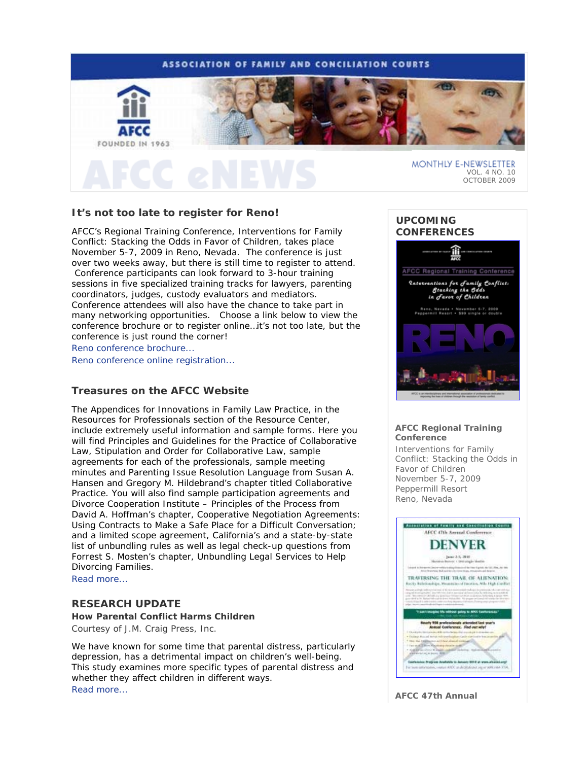ASSOCIATION OF FAMILY AND CONCILIATION COURTS

AFCC

FOUNDED IN 1963

# AFCC eNEWS

MONTHLY E-NEWSLETTER
VOL. 4 NO. 10
OCTOBER 2009

## It's not too late to register for Reno!

AFCC's Regional Training Conference, Interventions for Family Conflict: Stacking the Odds in Favor of Children, takes place November 5-7, 2009 in Reno, Nevada. The conference is just over two weeks away, but there is still time to register to attend. Conference participants can look forward to 3-hour training sessions in five specialized training tracks for lawyers, parenting coordinators, judges, custody evaluators and mediators. Conference attendees will also have the chance to take part in many networking opportunities. Choose a link below to view the conference brochure or to register online...it's not too late, but the conference is just round the corner!

Reno conference brochure...

Reno conference online registration...

## Treasures on the AFCC Website

The Appendices for Innovations in Family Law Practice, in the Resources for Professionals section of the Resource Center, include extremely useful information and sample forms. Here you will find Principles and Guidelines for the Practice of Collaborative Law, Stipulation and Order for Collaborative Law, sample agreements for each of the professionals, sample meeting minutes and Parenting Issue Resolution Language from Susan A. Hansen and Gregory M. Hildebrand's chapter titled Collaborative Practice. You will also find sample participation agreements and Divorce Cooperation Institute – Principles of the Process from David A. Hoffman's chapter, Cooperative Negotiation Agreements: Using Contracts to Make a Safe Place for a Difficult Conversation; and a limited scope agreement, California's and a state-by-state list of unbundling rules as well as legal check-up questions from Forrest S. Mosten's chapter, Unbundling Legal Services to Help Divorcing Families.

Read more...

## RESEARCH UPDATE

**How Parental Conflict Harms Children**

Courtesy of J.M. Craig Press, Inc.

We have known for some time that parental distress, particularly depression, has a detrimental impact on children's well-being. This study examines more specific types of parental distress and whether they affect children in different ways.

Read more...

## UPCOMING CONFERENCES

**AFCC Regional Training Conference**

Interventions for Family Conflict: Stacking the Odds in Favor of Children
November 5-7, 2009
Peppermill Resort
Reno, Nevada

**AFCC 47th Annual**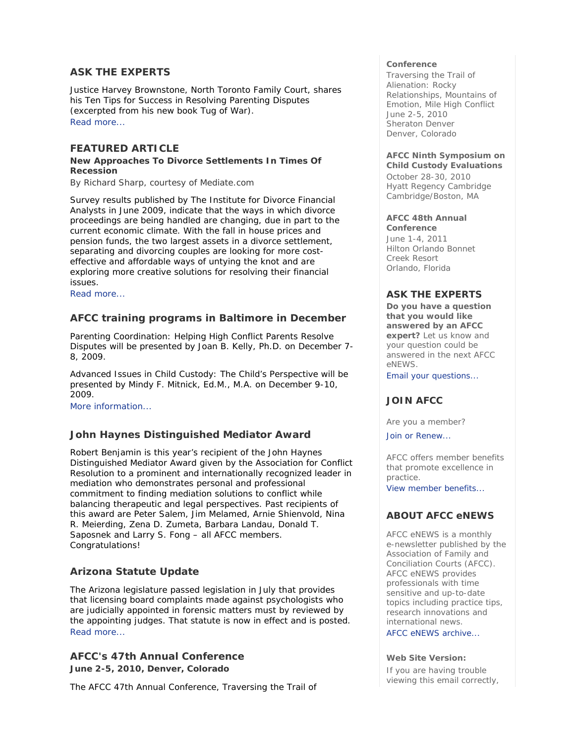## ASK THE EXPERTS

Justice Harvey Brownstone, North Toronto Family Court, shares his Ten Tips for Success in Resolving Parenting Disputes (excerpted from his new book Tug of War).
Read more...

## FEATURED ARTICLE

**New Approaches To Divorce Settlements In Times Of Recession**

By Richard Sharp, courtesy of Mediate.com

Survey results published by The Institute for Divorce Financial Analysts in June 2009, indicate that the ways in which divorce proceedings are being handled are changing, due in part to the current economic climate. With the fall in house prices and pension funds, the two largest assets in a divorce settlement, separating and divorcing couples are looking for more cost-effective and affordable ways of untying the knot and are exploring more creative solutions for resolving their financial issues.
Read more...

## AFCC training programs in Baltimore in December

Parenting Coordination: Helping High Conflict Parents Resolve Disputes will be presented by Joan B. Kelly, Ph.D. on December 7-8, 2009.

Advanced Issues in Child Custody: The Child's Perspective will be presented by Mindy F. Mitnick, Ed.M., M.A. on December 9-10, 2009.
More information...

## John Haynes Distinguished Mediator Award

Robert Benjamin is this year's recipient of the John Haynes Distinguished Mediator Award given by the Association for Conflict Resolution to a prominent and internationally recognized leader in mediation who demonstrates personal and professional commitment to finding mediation solutions to conflict while balancing therapeutic and legal perspectives. Past recipients of this award are Peter Salem, Jim Melamed, Arnie Shienvold, Nina R. Meierding, Zena D. Zumeta, Barbara Landau, Donald T. Saposnek and Larry S. Fong – all AFCC members. Congratulations!

## Arizona Statute Update

The Arizona legislature passed legislation in July that provides that licensing board complaints made against psychologists who are judicially appointed in forensic matters must by reviewed by the appointing judges. That statute is now in effect and is posted.
Read more...

## AFCC's 47th Annual Conference

**June 2-5, 2010, Denver, Colorado**

The AFCC 47th Annual Conference, Traversing the Trail of

**Conference**
Traversing the Trail of Alienation: Rocky Relationships, Mountains of Emotion, Mile High Conflict
June 2-5, 2010
Sheraton Denver
Denver, Colorado

**AFCC Ninth Symposium on Child Custody Evaluations**
October 28-30, 2010
Hyatt Regency Cambridge
Cambridge/Boston, MA

**AFCC 48th Annual Conference**
June 1-4, 2011
Hilton Orlando Bonnet Creek Resort
Orlando, Florida

## ASK THE EXPERTS

**Do you have a question that you would like answered by an AFCC expert?** Let us know and your question could be answered in the next AFCC eNEWS.
Email your questions...

## JOIN AFCC

Are you a member?

Join or Renew...

AFCC offers member benefits that promote excellence in practice.
View member benefits...

## ABOUT AFCC eNEWS

AFCC eNEWS is a monthly e-newsletter published by the Association of Family and Conciliation Courts (AFCC). AFCC eNEWS provides professionals with time sensitive and up-to-date topics including practice tips, research innovations and international news.
AFCC eNEWS archive...

**Web Site Version:**

If you are having trouble viewing this email correctly,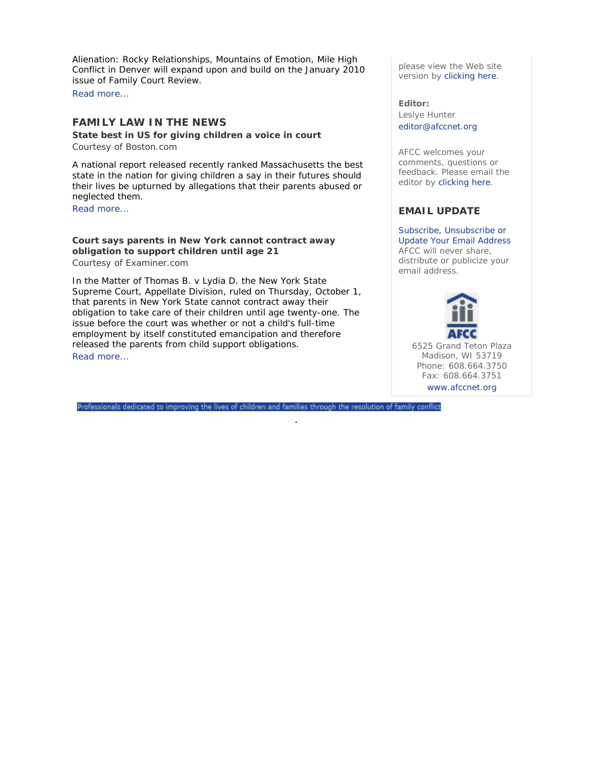Alienation: Rocky Relationships, Mountains of Emotion, Mile High Conflict in Denver will expand upon and build on the January 2010 issue of Family Court Review.

Read more...

## FAMILY LAW IN THE NEWS

**State best in US for giving children a voice in court**

Courtesy of Boston.com

A national report released recently ranked Massachusetts the best state in the nation for giving children a say in their futures should their lives be upturned by allegations that their parents abused or neglected them.

Read more...

**Court says parents in New York cannot contract away obligation to support children until age 21**

Courtesy of Examiner.com

In the Matter of Thomas B. v Lydia D. the New York State Supreme Court, Appellate Division, ruled on Thursday, October 1, that parents in New York State cannot contract away their obligation to take care of their children until age twenty-one. The issue before the court was whether or not a child's full-time employment by itself constituted emancipation and therefore released the parents from child support obligations.

Read more...

please view the Web site version by clicking here.

**Editor:**
Leslye Hunter
editor@afccnet.org

AFCC welcomes your comments, questions or feedback. Please email the editor by clicking here.

## EMAIL UPDATE

Subscribe, Unsubscribe or Update Your Email Address

AFCC will never share, distribute or publicize your email address.

AFCC

6525 Grand Teton Plaza
Madison, WI 53719
Phone: 608.664.3750
Fax: 608.664.3751
www.afccnet.org

Professionals dedicated to improving the lives of children and families through the resolution of family conflict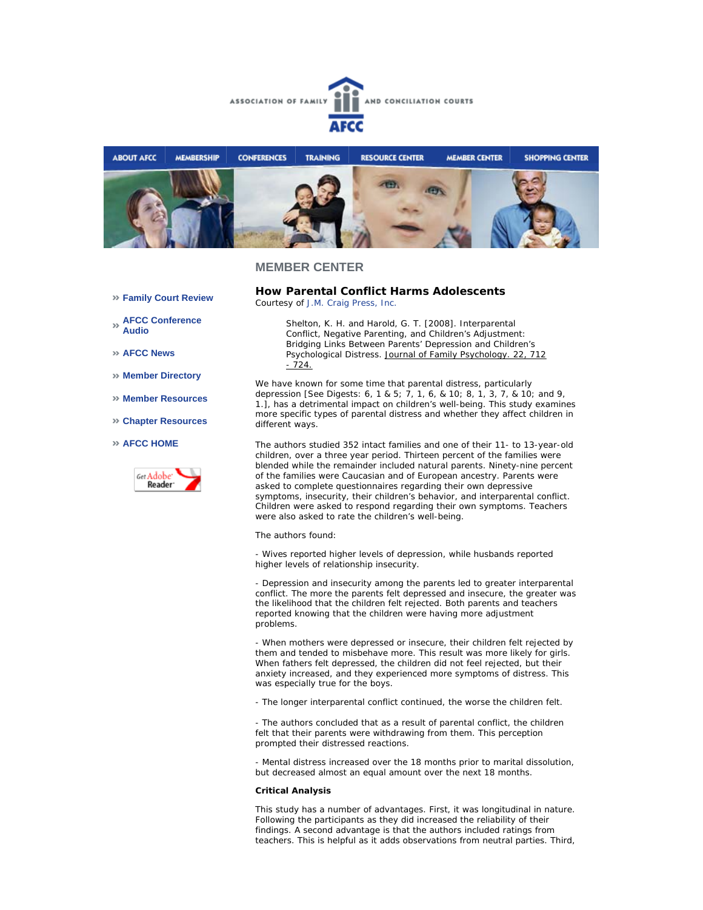ASSOCIATION OF FAMILY AND CONCILIATION COURTS

AFCC

ABOUT AFCC | MEMBERSHIP | CONFERENCES | TRAINING | RESOURCE CENTER | MEMBER CENTER | SHOPPING CENTER

## MEMBER CENTER

- » Family Court Review
- » AFCC Conference Audio
- » AFCC News
- » Member Directory
- » Member Resources
- » Chapter Resources
- » AFCC HOME

### How Parental Conflict Harms Adolescents

Courtesy of J.M. Craig Press, Inc.

> Shelton, K. H. and Harold, G. T. [2008]. Interparental Conflict, Negative Parenting, and Children's Adjustment: Bridging Links Between Parents' Depression and Children's Psychological Distress. Journal of Family Psychology. 22, 712 - 724.

We have known for some time that parental distress, particularly depression [See Digests: 6, 1 & 5; 7, 1, 6, & 10; 8, 1, 3, 7, & 10; and 9, 1.], has a detrimental impact on children's well-being. This study examines more specific types of parental distress and whether they affect children in different ways.

The authors studied 352 intact families and one of their 11- to 13-year-old children, over a three year period. Thirteen percent of the families were blended while the remainder included natural parents. Ninety-nine percent of the families were Caucasian and of European ancestry. Parents were asked to complete questionnaires regarding their own depressive symptoms, insecurity, their children's behavior, and interparental conflict. Children were asked to respond regarding their own symptoms. Teachers were also asked to rate the children's well-being.

The authors found:

- Wives reported higher levels of depression, while husbands reported higher levels of relationship insecurity.

- Depression and insecurity among the parents led to greater interparental conflict. The more the parents felt depressed and insecure, the greater was the likelihood that the children felt rejected. Both parents and teachers reported knowing that the children were having more adjustment problems.

- When mothers were depressed or insecure, their children felt rejected by them and tended to misbehave more. This result was more likely for girls. When fathers felt depressed, the children did not feel rejected, but their anxiety increased, and they experienced more symptoms of distress. This was especially true for the boys.

- The longer interparental conflict continued, the worse the children felt.

- The authors concluded that as a result of parental conflict, the children felt that their parents were withdrawing from them. This perception prompted their distressed reactions.

- Mental distress increased over the 18 months prior to marital dissolution, but decreased almost an equal amount over the next 18 months.

**Critical Analysis**

This study has a number of advantages. First, it was longitudinal in nature. Following the participants as they did increased the reliability of their findings. A second advantage is that the authors included ratings from teachers. This is helpful as it adds observations from neutral parties. Third,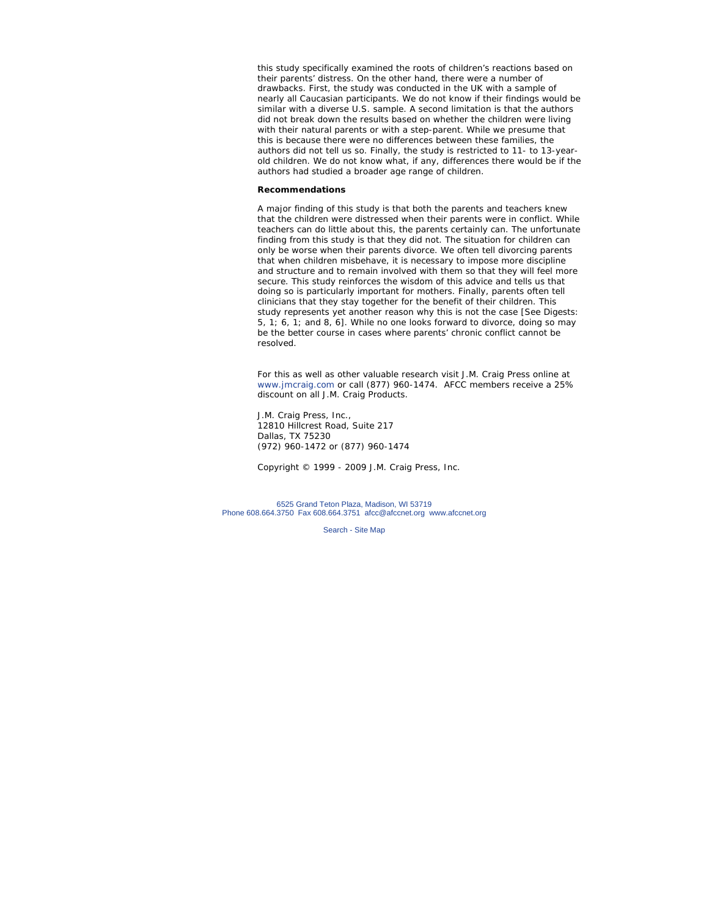this study specifically examined the roots of children's reactions based on their parents' distress. On the other hand, there were a number of drawbacks. First, the study was conducted in the UK with a sample of nearly all Caucasian participants. We do not know if their findings would be similar with a diverse U.S. sample. A second limitation is that the authors did not break down the results based on whether the children were living with their natural parents or with a step-parent. While we presume that this is because there were no differences between these families, the authors did not tell us so. Finally, the study is restricted to 11- to 13-year-old children. We do not know what, if any, differences there would be if the authors had studied a broader age range of children.

**Recommendations**

A major finding of this study is that both the parents and teachers knew that the children were distressed when their parents were in conflict. While teachers can do little about this, the parents certainly can. The unfortunate finding from this study is that they did not. The situation for children can only be worse when their parents divorce. We often tell divorcing parents that when children misbehave, it is necessary to impose more discipline and structure and to remain involved with them so that they will feel more secure. This study reinforces the wisdom of this advice and tells us that doing so is particularly important for mothers. Finally, parents often tell clinicians that they stay together for the benefit of their children. This study represents yet another reason why this is not the case [See Digests: 5, 1; 6, 1; and 8, 6]. While no one looks forward to divorce, doing so may be the better course in cases where parents' chronic conflict cannot be resolved.

For this as well as other valuable research visit J.M. Craig Press online at www.jmcraig.com or call (877) 960-1474. AFCC members receive a 25% discount on all J.M. Craig Products.

J.M. Craig Press, Inc.,
12810 Hillcrest Road, Suite 217
Dallas, TX 75230
(972) 960-1472 or (877) 960-1474

Copyright © 1999 - 2009 J.M. Craig Press, Inc.

6525 Grand Teton Plaza, Madison, WI 53719
Phone 608.664.3750 Fax 608.664.3751 afcc@afccnet.org www.afccnet.org

Search - Site Map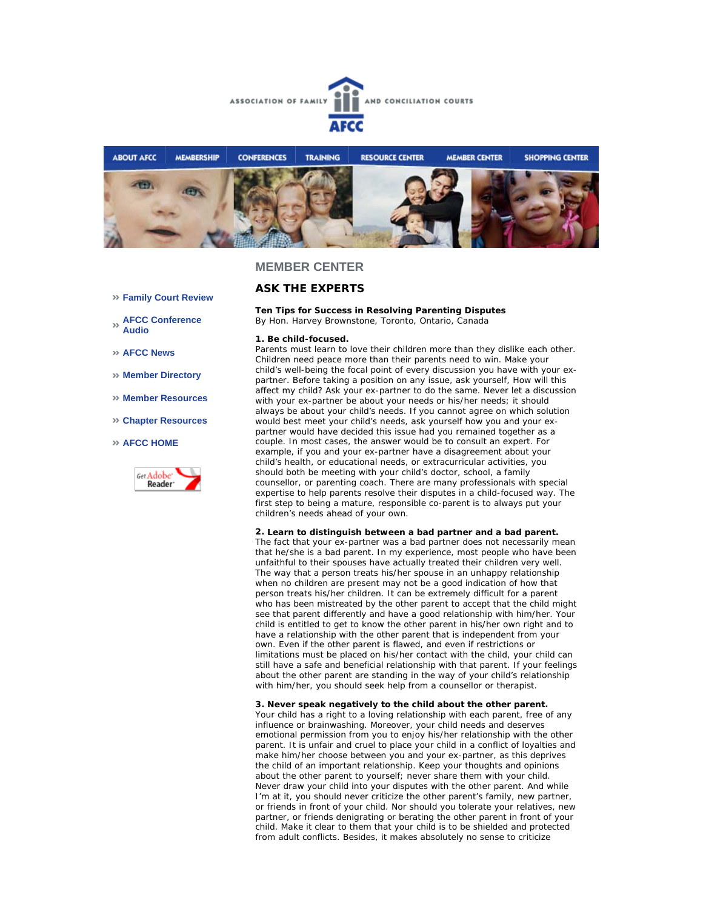ASSOCIATION OF FAMILY AND CONCILIATION COURTS

AFCC

ABOUT AFCC | MEMBERSHIP | CONFERENCES | TRAINING | RESOURCE CENTER | MEMBER CENTER | SHOPPING CENTER

- » Family Court Review
- » AFCC Conference Audio
- » AFCC News
- » Member Directory
- » Member Resources
- » Chapter Resources
- » AFCC HOME

Get Adobe Reader

## MEMBER CENTER

## ASK THE EXPERTS

**Ten Tips for Success in Resolving Parenting Disputes**
By Hon. Harvey Brownstone, Toronto, Ontario, Canada

**1. Be child-focused.**
Parents must learn to love their children more than they dislike each other. Children need peace more than their parents need to win. Make your child's well-being the focal point of every discussion you have with your ex-partner. Before taking a position on any issue, ask yourself, How will this affect my child? Ask your ex-partner to do the same. Never let a discussion with your ex-partner be about your needs or his/her needs; it should always be about your child's needs. If you cannot agree on which solution would best meet your child's needs, ask yourself how you and your ex-partner would have decided this issue had you remained together as a couple. In most cases, the answer would be to consult an expert. For example, if you and your ex-partner have a disagreement about your child's health, or educational needs, or extracurricular activities, you should both be meeting with your child's doctor, school, a family counsellor, or parenting coach. There are many professionals with special expertise to help parents resolve their disputes in a child-focused way. The first step to being a mature, responsible co-parent is to always put your children's needs ahead of your own.

**2. Learn to distinguish between a bad partner and a bad parent.**
The fact that your ex-partner was a bad partner does not necessarily mean that he/she is a bad parent. In my experience, most people who have been unfaithful to their spouses have actually treated their children very well. The way that a person treats his/her spouse in an unhappy relationship when no children are present may not be a good indication of how that person treats his/her children. It can be extremely difficult for a parent who has been mistreated by the other parent to accept that the child might see that parent differently and have a good relationship with him/her. Your child is entitled to get to know the other parent in his/her own right and to have a relationship with the other parent that is independent from your own. Even if the other parent is flawed, and even if restrictions or limitations must be placed on his/her contact with the child, your child can still have a safe and beneficial relationship with that parent. If your feelings about the other parent are standing in the way of your child's relationship with him/her, you should seek help from a counsellor or therapist.

**3. Never speak negatively to the child about the other parent.**
Your child has a right to a loving relationship with each parent, free of any influence or brainwashing. Moreover, your child needs and deserves emotional permission from you to enjoy his/her relationship with the other parent. It is unfair and cruel to place your child in a conflict of loyalties and make him/her choose between you and your ex-partner, as this deprives the child of an important relationship. Keep your thoughts and opinions about the other parent to yourself; never share them with your child. Never draw your child into your disputes with the other parent. And while I'm at it, you should never criticize the other parent's family, new partner, or friends in front of your child. Nor should you tolerate your relatives, new partner, or friends denigrating or berating the other parent in front of your child. Make it clear to them that your child is to be shielded and protected from adult conflicts. Besides, it makes absolutely no sense to criticize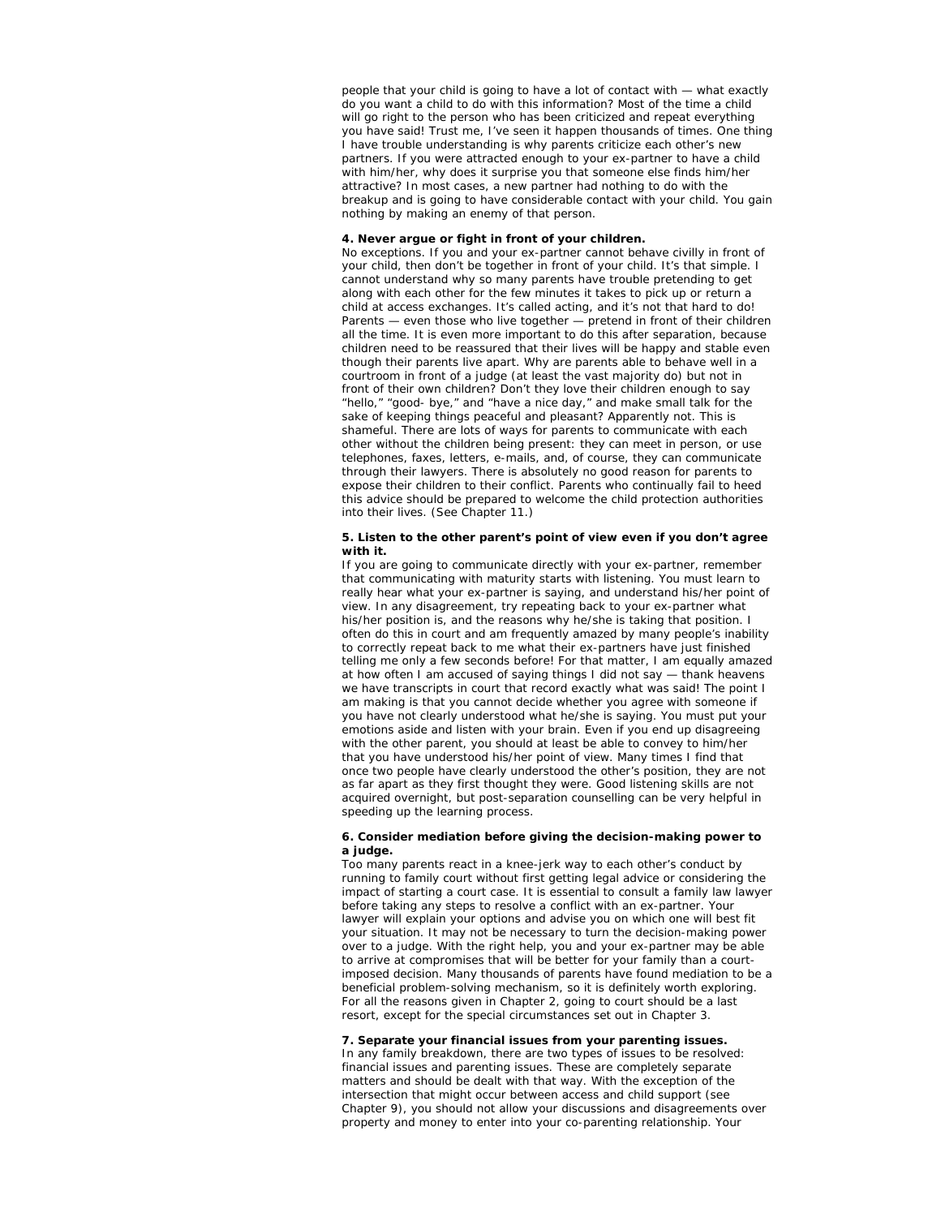people that your child is going to have a lot of contact with — what exactly do you want a child to do with this information? Most of the time a child will go right to the person who has been criticized and repeat everything you have said! Trust me, I've seen it happen thousands of times. One thing I have trouble understanding is why parents criticize each other's new partners. If you were attracted enough to your ex-partner to have a child with him/her, why does it surprise you that someone else finds him/her attractive? In most cases, a new partner had nothing to do with the breakup and is going to have considerable contact with your child. You gain nothing by making an enemy of that person.

**4. Never argue or fight in front of your children.**

No exceptions. If you and your ex-partner cannot behave civilly in front of your child, then don't be together in front of your child. It's that simple. I cannot understand why so many parents have trouble pretending to get along with each other for the few minutes it takes to pick up or return a child at access exchanges. It's called acting, and it's not that hard to do! Parents — even those who live together — pretend in front of their children all the time. It is even more important to do this after separation, because children need to be reassured that their lives will be happy and stable even though their parents live apart. Why are parents able to behave well in a courtroom in front of a judge (at least the vast majority do) but not in front of their own children? Don't they love their children enough to say "hello," "good- bye," and "have a nice day," and make small talk for the sake of keeping things peaceful and pleasant? Apparently not. This is shameful. There are lots of ways for parents to communicate with each other without the children being present: they can meet in person, or use telephones, faxes, letters, e-mails, and, of course, they can communicate through their lawyers. There is absolutely no good reason for parents to expose their children to their conflict. Parents who continually fail to heed this advice should be prepared to welcome the child protection authorities into their lives. (See Chapter 11.)

**5. Listen to the other parent's point of view even if you don't agree with it.**

If you are going to communicate directly with your ex-partner, remember that communicating with maturity starts with listening. You must learn to really hear what your ex-partner is saying, and understand his/her point of view. In any disagreement, try repeating back to your ex-partner what his/her position is, and the reasons why he/she is taking that position. I often do this in court and am frequently amazed by many people's inability to correctly repeat back to me what their ex-partners have just finished telling me only a few seconds before! For that matter, I am equally amazed at how often I am accused of saying things I did not say — thank heavens we have transcripts in court that record exactly what was said! The point I am making is that you cannot decide whether you agree with someone if you have not clearly understood what he/she is saying. You must put your emotions aside and listen with your brain. Even if you end up disagreeing with the other parent, you should at least be able to convey to him/her that you have understood his/her point of view. Many times I find that once two people have clearly understood the other's position, they are not as far apart as they first thought they were. Good listening skills are not acquired overnight, but post-separation counselling can be very helpful in speeding up the learning process.

**6. Consider mediation before giving the decision-making power to a judge.**

Too many parents react in a knee-jerk way to each other's conduct by running to family court without first getting legal advice or considering the impact of starting a court case. It is essential to consult a family law lawyer before taking any steps to resolve a conflict with an ex-partner. Your lawyer will explain your options and advise you on which one will best fit your situation. It may not be necessary to turn the decision-making power over to a judge. With the right help, you and your ex-partner may be able to arrive at compromises that will be better for your family than a court-imposed decision. Many thousands of parents have found mediation to be a beneficial problem-solving mechanism, so it is definitely worth exploring. For all the reasons given in Chapter 2, going to court should be a last resort, except for the special circumstances set out in Chapter 3.

**7. Separate your financial issues from your parenting issues.**

In any family breakdown, there are two types of issues to be resolved: financial issues and parenting issues. These are completely separate matters and should be dealt with that way. With the exception of the intersection that might occur between access and child support (see Chapter 9), you should not allow your discussions and disagreements over property and money to enter into your co-parenting relationship. Your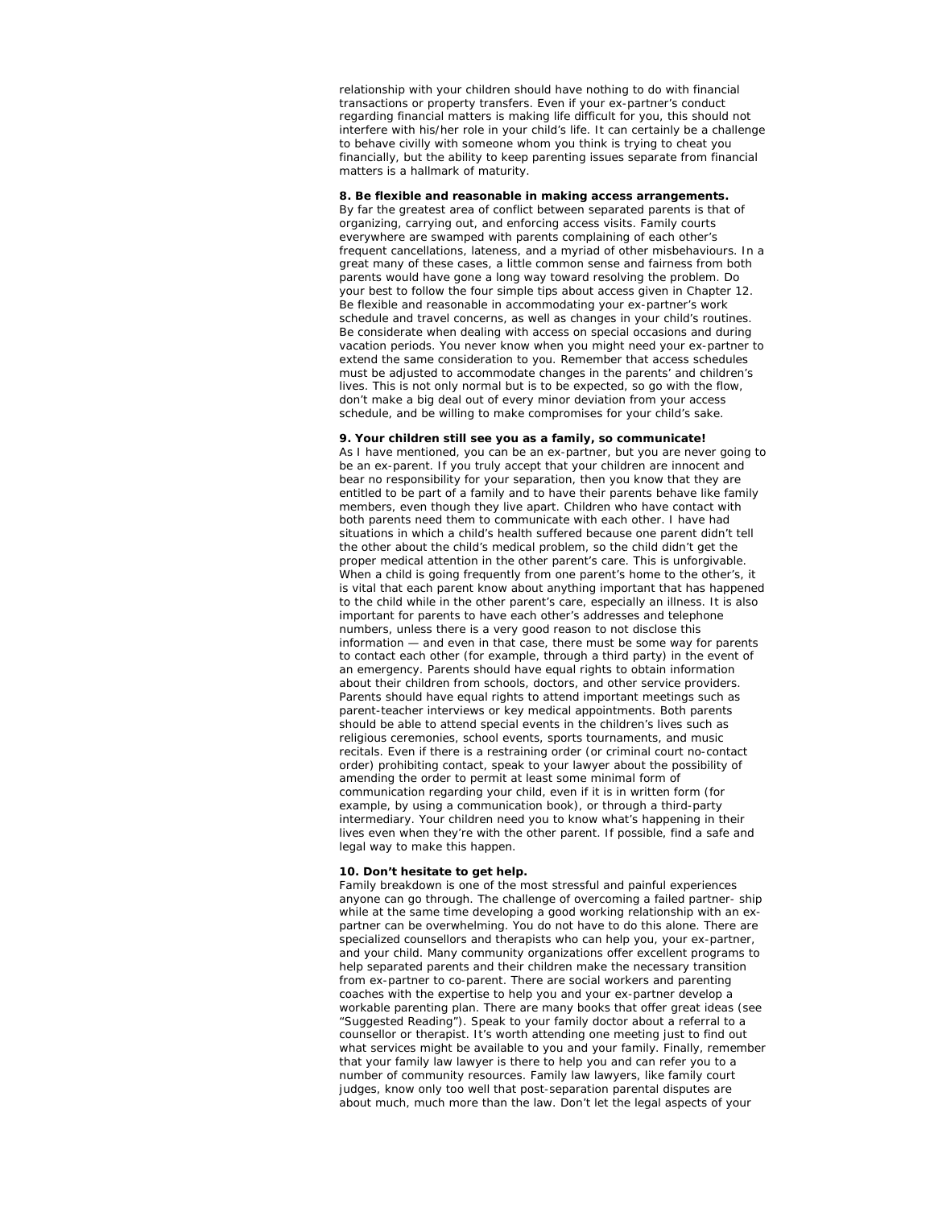relationship with your children should have nothing to do with financial transactions or property transfers. Even if your ex-partner's conduct regarding financial matters is making life difficult for you, this should not interfere with his/her role in your child's life. It can certainly be a challenge to behave civilly with someone whom you think is trying to cheat you financially, but the ability to keep parenting issues separate from financial matters is a hallmark of maturity.

**8. Be flexible and reasonable in making access arrangements.**
By far the greatest area of conflict between separated parents is that of organizing, carrying out, and enforcing access visits. Family courts everywhere are swamped with parents complaining of each other's frequent cancellations, lateness, and a myriad of other misbehaviours. In a great many of these cases, a little common sense and fairness from both parents would have gone a long way toward resolving the problem. Do your best to follow the four simple tips about access given in Chapter 12. Be flexible and reasonable in accommodating your ex-partner's work schedule and travel concerns, as well as changes in your child's routines. Be considerate when dealing with access on special occasions and during vacation periods. You never know when you might need your ex-partner to extend the same consideration to you. Remember that access schedules must be adjusted to accommodate changes in the parents' and children's lives. This is not only normal but is to be expected, so go with the flow, don't make a big deal out of every minor deviation from your access schedule, and be willing to make compromises for your child's sake.

**9. Your children still see you as a family, so communicate!**
As I have mentioned, you can be an ex-partner, but you are never going to be an ex-parent. If you truly accept that your children are innocent and bear no responsibility for your separation, then you know that they are entitled to be part of a family and to have their parents behave like family members, even though they live apart. Children who have contact with both parents need them to communicate with each other. I have had situations in which a child's health suffered because one parent didn't tell the other about the child's medical problem, so the child didn't get the proper medical attention in the other parent's care. This is unforgivable. When a child is going frequently from one parent's home to the other's, it is vital that each parent know about anything important that has happened to the child while in the other parent's care, especially an illness. It is also important for parents to have each other's addresses and telephone numbers, unless there is a very good reason to not disclose this information — and even in that case, there must be some way for parents to contact each other (for example, through a third party) in the event of an emergency. Parents should have equal rights to obtain information about their children from schools, doctors, and other service providers. Parents should have equal rights to attend important meetings such as parent-teacher interviews or key medical appointments. Both parents should be able to attend special events in the children's lives such as religious ceremonies, school events, sports tournaments, and music recitals. Even if there is a restraining order (or criminal court no-contact order) prohibiting contact, speak to your lawyer about the possibility of amending the order to permit at least some minimal form of communication regarding your child, even if it is in written form (for example, by using a communication book), or through a third-party intermediary. Your children need you to know what's happening in their lives even when they're with the other parent. If possible, find a safe and legal way to make this happen.

**10. Don't hesitate to get help.**
Family breakdown is one of the most stressful and painful experiences anyone can go through. The challenge of overcoming a failed partner- ship while at the same time developing a good working relationship with an ex-partner can be overwhelming. You do not have to do this alone. There are specialized counsellors and therapists who can help you, your ex-partner, and your child. Many community organizations offer excellent programs to help separated parents and their children make the necessary transition from ex-partner to co-parent. There are social workers and parenting coaches with the expertise to help you and your ex-partner develop a workable parenting plan. There are many books that offer great ideas (see "Suggested Reading"). Speak to your family doctor about a referral to a counsellor or therapist. It's worth attending one meeting just to find out what services might be available to you and your family. Finally, remember that your family law lawyer is there to help you and can refer you to a number of community resources. Family law lawyers, like family court judges, know only too well that post-separation parental disputes are about much, much more than the law. Don't let the legal aspects of your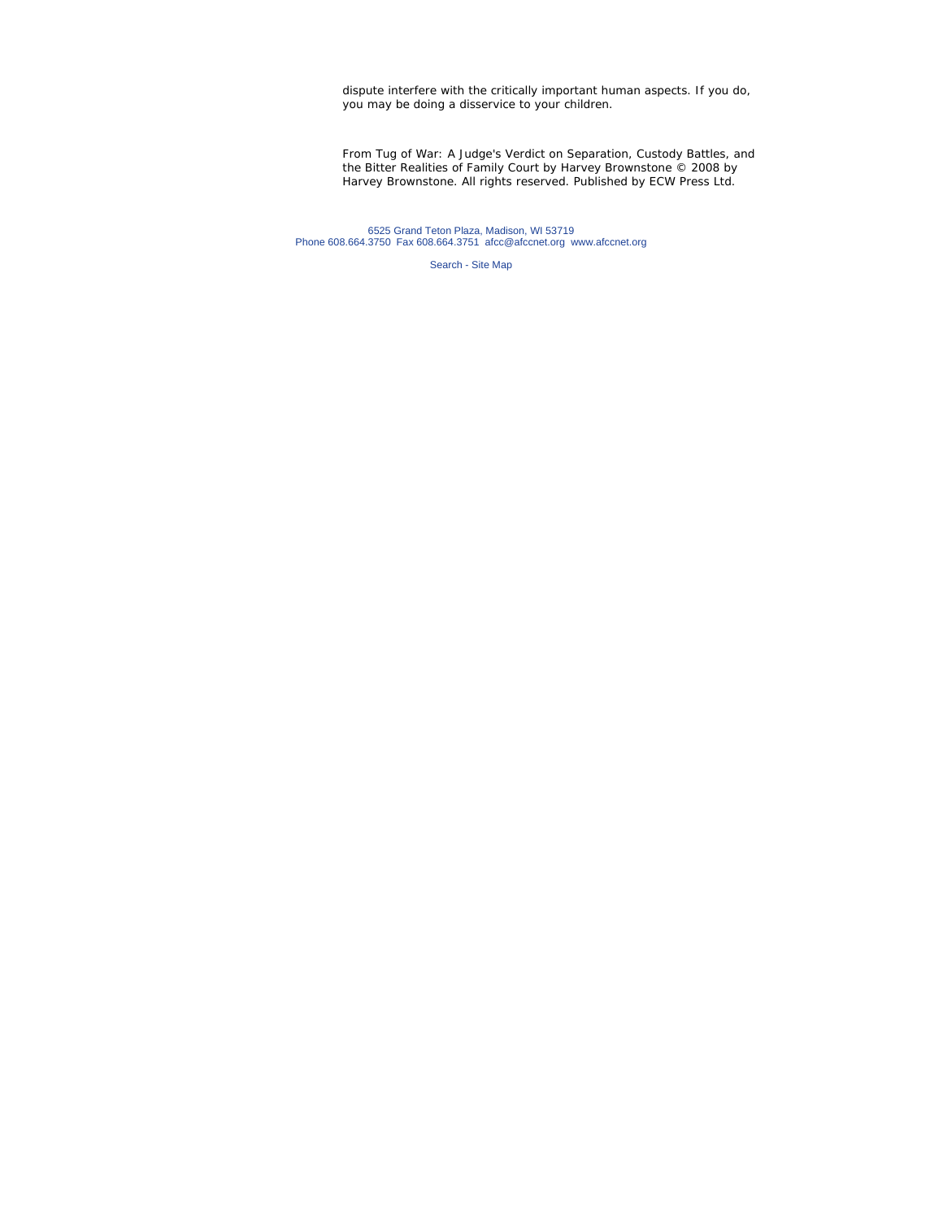dispute interfere with the critically important human aspects. If you do, you may be doing a disservice to your children.

From Tug of War: A Judge's Verdict on Separation, Custody Battles, and the Bitter Realities of Family Court by Harvey Brownstone © 2008 by Harvey Brownstone. All rights reserved. Published by ECW Press Ltd.

6525 Grand Teton Plaza, Madison, WI 53719
Phone 608.664.3750 Fax 608.664.3751 afcc@afccnet.org www.afccnet.org

Search - Site Map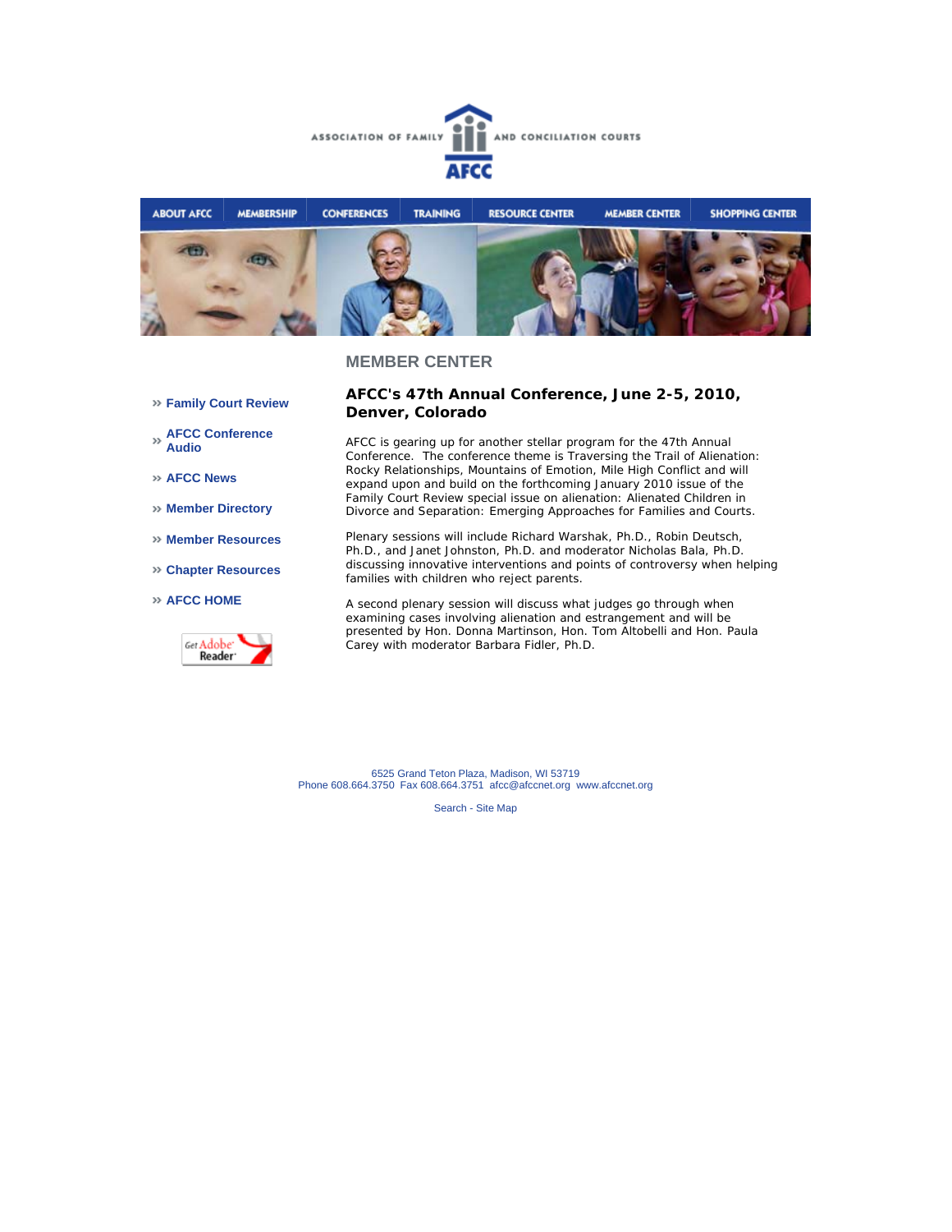ASSOCIATION OF FAMILY AND CONCILIATION COURTS

AFCC

ABOUT AFCC | MEMBERSHIP | CONFERENCES | TRAINING | RESOURCE CENTER | MEMBER CENTER | SHOPPING CENTER

## MEMBER CENTER

- Family Court Review
- AFCC Conference Audio
- AFCC News
- Member Directory
- Member Resources
- Chapter Resources
- AFCC HOME

### AFCC's 47th Annual Conference, June 2-5, 2010, Denver, Colorado

AFCC is gearing up for another stellar program for the 47th Annual Conference. The conference theme is Traversing the Trail of Alienation: Rocky Relationships, Mountains of Emotion, Mile High Conflict and will expand upon and build on the forthcoming January 2010 issue of the Family Court Review special issue on alienation: Alienated Children in Divorce and Separation: Emerging Approaches for Families and Courts.

Plenary sessions will include Richard Warshak, Ph.D., Robin Deutsch, Ph.D., and Janet Johnston, Ph.D. and moderator Nicholas Bala, Ph.D. discussing innovative interventions and points of controversy when helping families with children who reject parents.

A second plenary session will discuss what judges go through when examining cases involving alienation and estrangement and will be presented by Hon. Donna Martinson, Hon. Tom Altobelli and Hon. Paula Carey with moderator Barbara Fidler, Ph.D.

6525 Grand Teton Plaza, Madison, WI 53719
Phone 608.664.3750 Fax 608.664.3751 afcc@afccnet.org www.afccnet.org

Search - Site Map